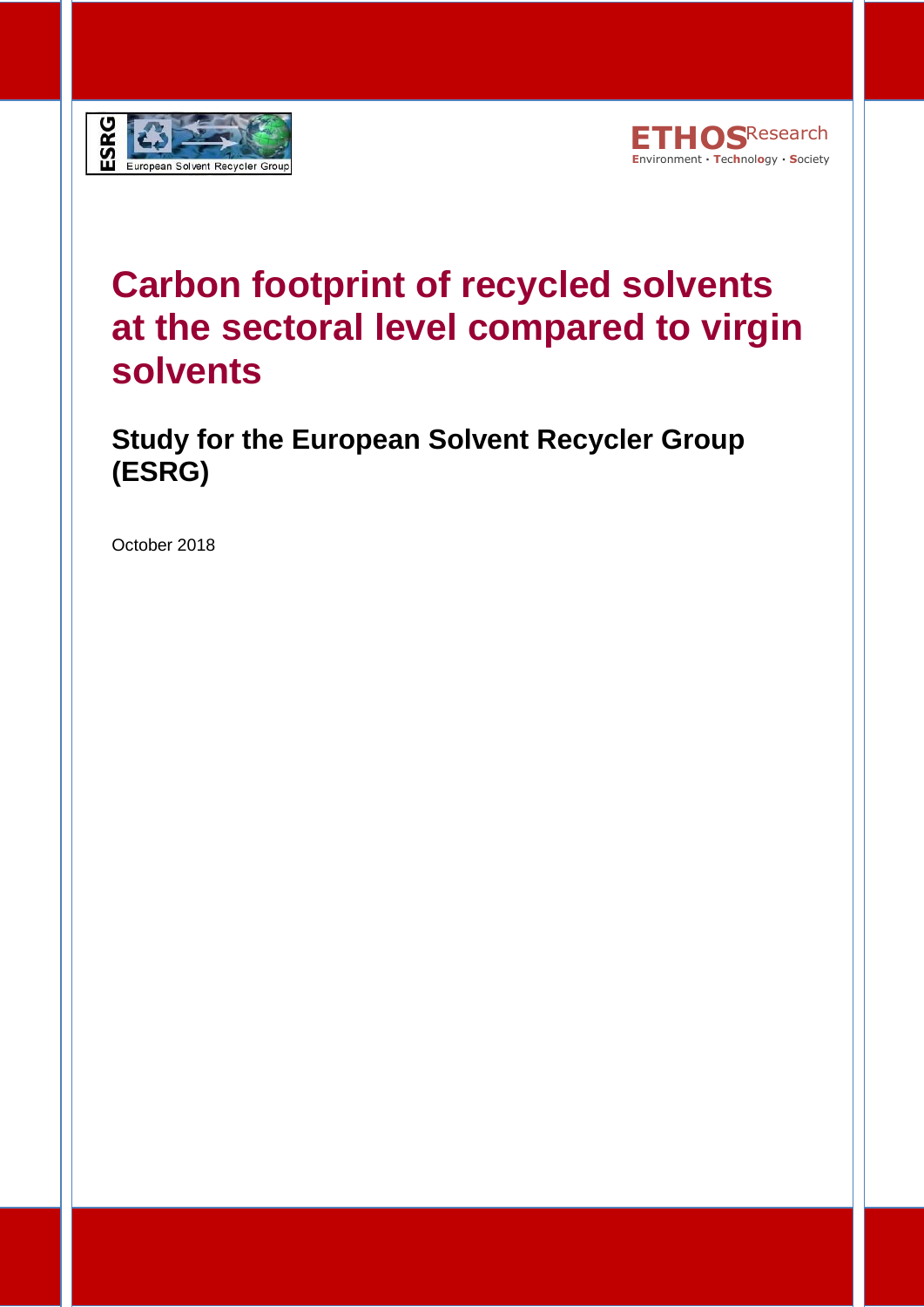ESRG European Solvent Recycler Group

ETHOS Research
Environment · Technology · Society

# Carbon footprint of recycled solvents at the sectoral level compared to virgin solvents

## Study for the European Solvent Recycler Group (ESRG)

October 2018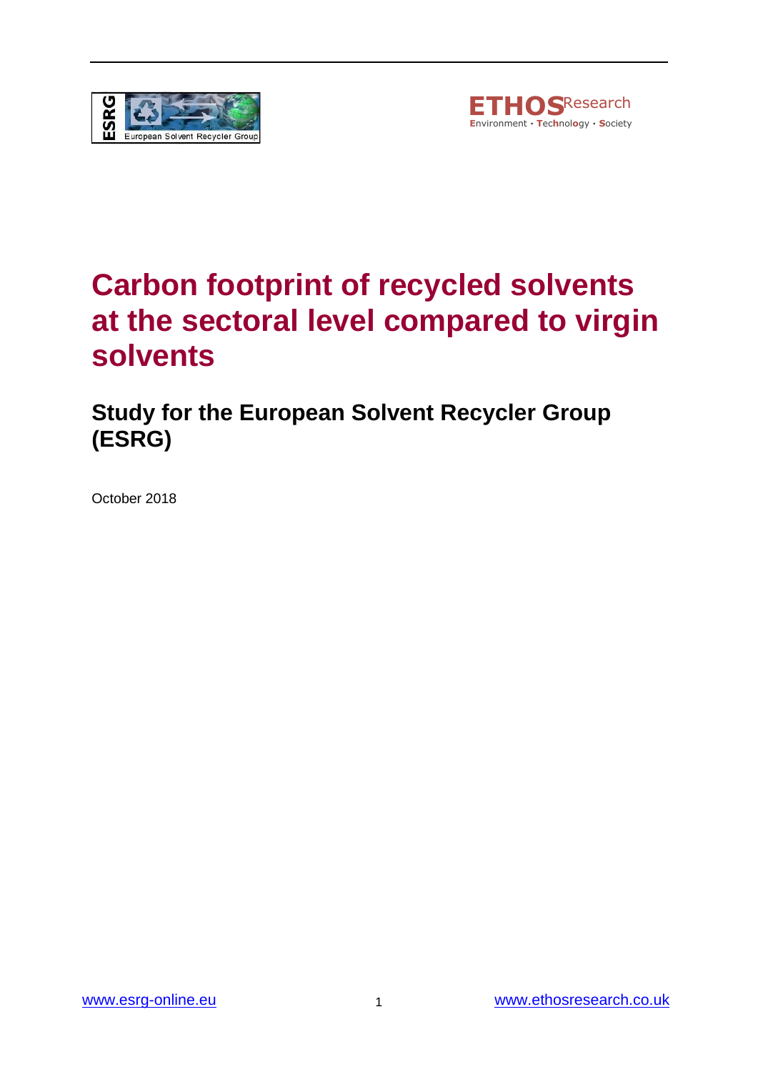# Carbon footprint of recycled solvents at the sectoral level compared to virgin solvents

## Study for the European Solvent Recycler Group (ESRG)

October 2018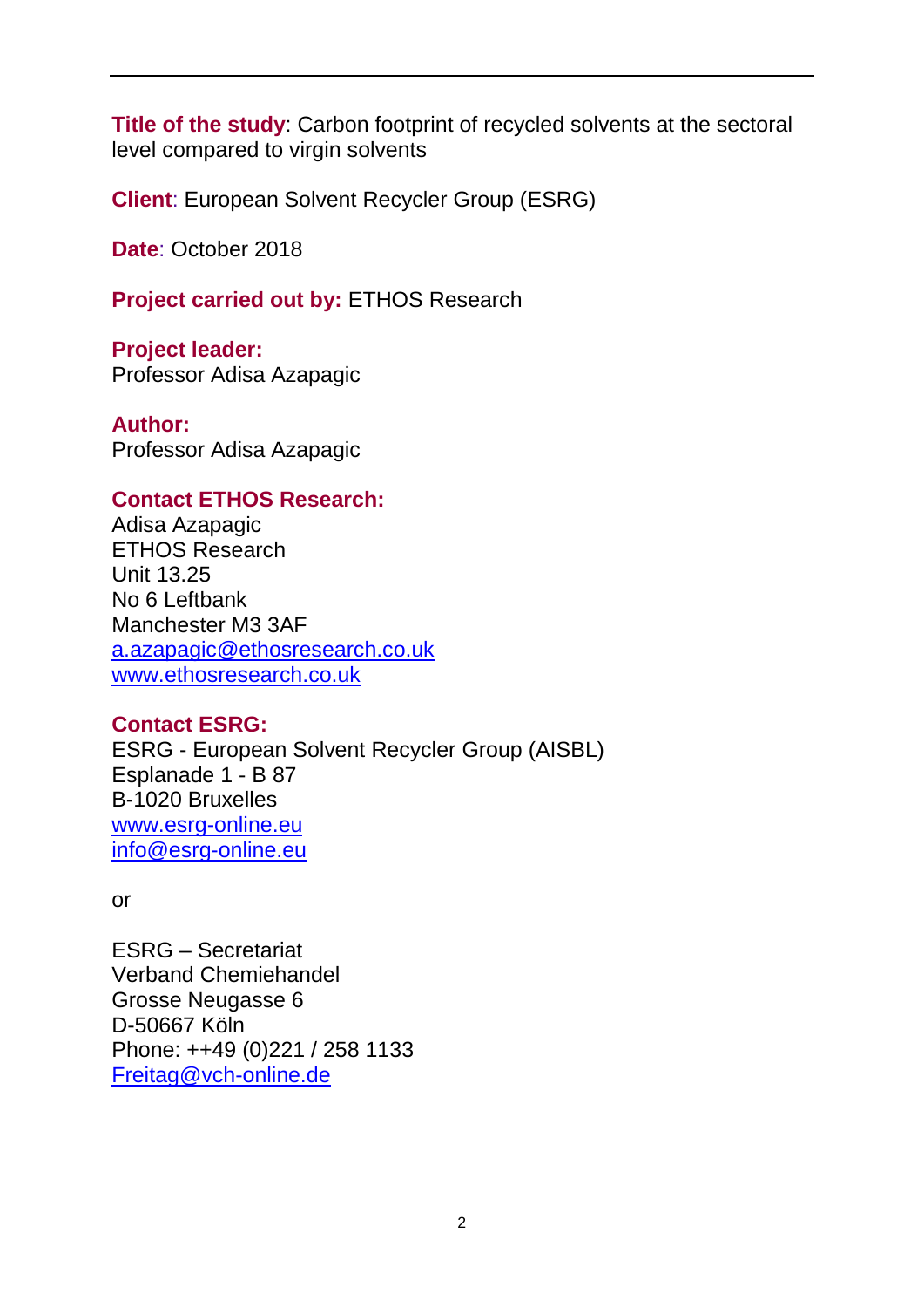**Title of the study**: Carbon footprint of recycled solvents at the sectoral level compared to virgin solvents

**Client**: European Solvent Recycler Group (ESRG)

**Date**: October 2018

**Project carried out by:** ETHOS Research

**Project leader:**
Professor Adisa Azapagic

**Author:**
Professor Adisa Azapagic

**Contact ETHOS Research:**
Adisa Azapagic
ETHOS Research
Unit 13.25
No 6 Leftbank
Manchester M3 3AF
a.azapagic@ethosresearch.co.uk
www.ethosresearch.co.uk

**Contact ESRG:**
ESRG - European Solvent Recycler Group (AISBL)
Esplanade 1 - B 87
B-1020 Bruxelles
www.esrg-online.eu
info@esrg-online.eu

or

ESRG – Secretariat
Verband Chemiehandel
Grosse Neugasse 6
D-50667 Köln
Phone: ++49 (0)221 / 258 1133
Freitag@vch-online.de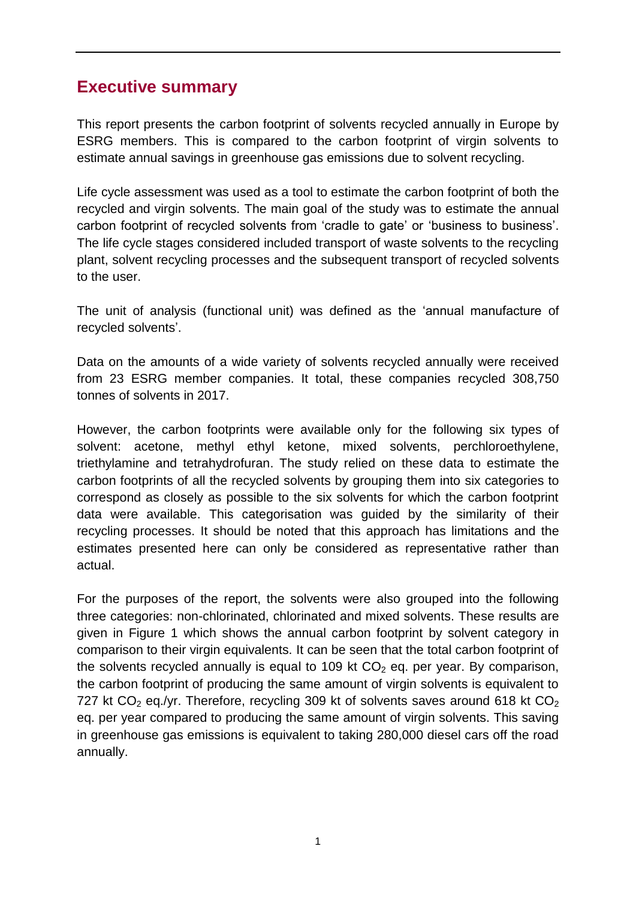## Executive summary

This report presents the carbon footprint of solvents recycled annually in Europe by ESRG members. This is compared to the carbon footprint of virgin solvents to estimate annual savings in greenhouse gas emissions due to solvent recycling.

Life cycle assessment was used as a tool to estimate the carbon footprint of both the recycled and virgin solvents. The main goal of the study was to estimate the annual carbon footprint of recycled solvents from 'cradle to gate' or 'business to business'. The life cycle stages considered included transport of waste solvents to the recycling plant, solvent recycling processes and the subsequent transport of recycled solvents to the user.

The unit of analysis (functional unit) was defined as the 'annual manufacture of recycled solvents'.

Data on the amounts of a wide variety of solvents recycled annually were received from 23 ESRG member companies. It total, these companies recycled 308,750 tonnes of solvents in 2017.

However, the carbon footprints were available only for the following six types of solvent: acetone, methyl ethyl ketone, mixed solvents, perchloroethylene, triethylamine and tetrahydrofuran. The study relied on these data to estimate the carbon footprints of all the recycled solvents by grouping them into six categories to correspond as closely as possible to the six solvents for which the carbon footprint data were available. This categorisation was guided by the similarity of their recycling processes. It should be noted that this approach has limitations and the estimates presented here can only be considered as representative rather than actual.

For the purposes of the report, the solvents were also grouped into the following three categories: non-chlorinated, chlorinated and mixed solvents. These results are given in Figure 1 which shows the annual carbon footprint by solvent category in comparison to their virgin equivalents. It can be seen that the total carbon footprint of the solvents recycled annually is equal to 109 kt $CO_2$ eq. per year. By comparison, the carbon footprint of producing the same amount of virgin solvents is equivalent to 727 kt $CO_2$ eq./yr. Therefore, recycling 309 kt of solvents saves around 618 kt $CO_2$ eq. per year compared to producing the same amount of virgin solvents. This saving in greenhouse gas emissions is equivalent to taking 280,000 diesel cars off the road annually.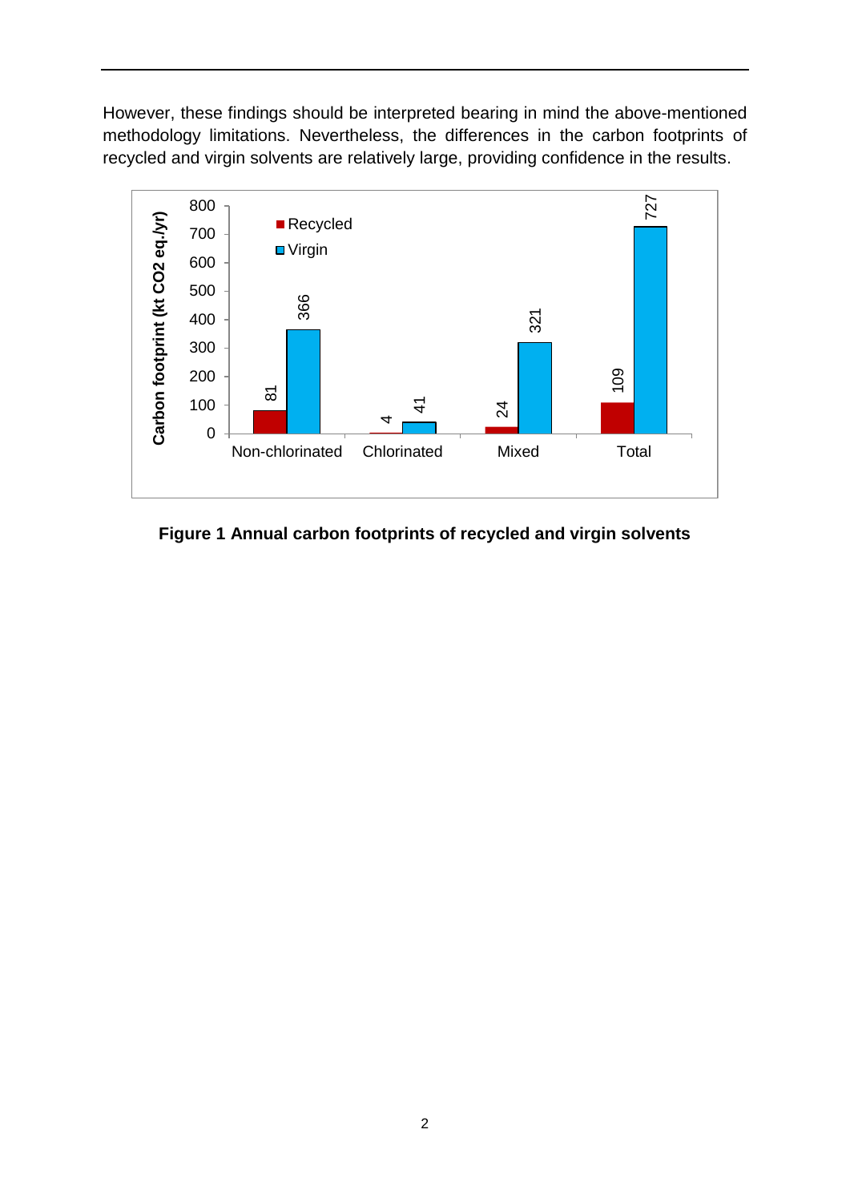However, these findings should be interpreted bearing in mind the above-mentioned methodology limitations. Nevertheless, the differences in the carbon footprints of recycled and virgin solvents are relatively large, providing confidence in the results.

| | Recycled | Virgin |
|---|---|---|
| Non-chlorinated | 81 | 366 |
| Chlorinated | 4 | 41 |
| Mixed | 24 | 321 |
| Total | 109 | 727 |

Carbon footprint (kt $CO_2$ eq./yr)

**Figure 1 Annual carbon footprints of recycled and virgin solvents**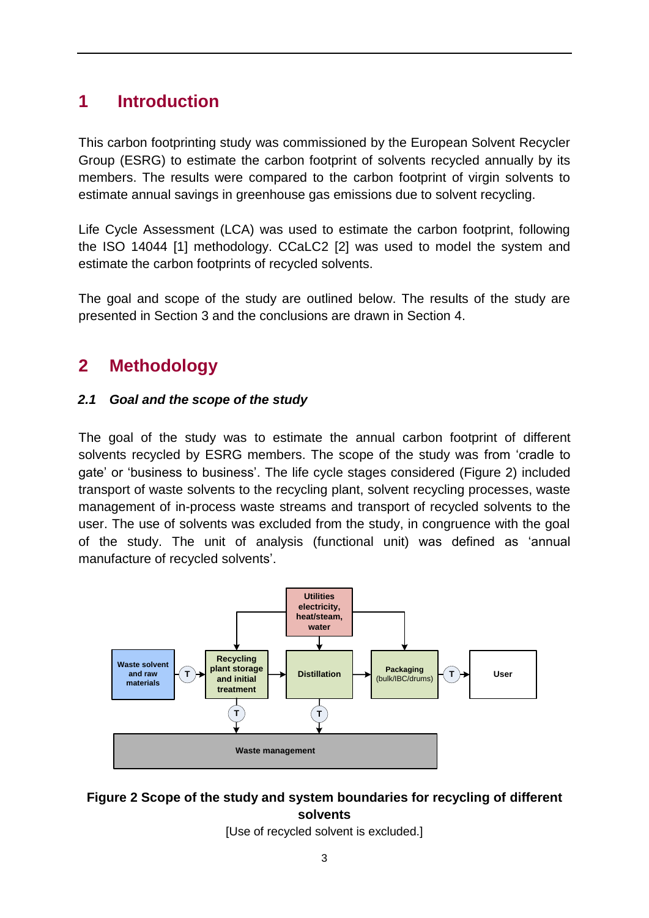# 1 Introduction

This carbon footprinting study was commissioned by the European Solvent Recycler Group (ESRG) to estimate the carbon footprint of solvents recycled annually by its members. The results were compared to the carbon footprint of virgin solvents to estimate annual savings in greenhouse gas emissions due to solvent recycling.

Life Cycle Assessment (LCA) was used to estimate the carbon footprint, following the ISO 14044 [1] methodology. CCaLC2 [2] was used to model the system and estimate the carbon footprints of recycled solvents.

The goal and scope of the study are outlined below. The results of the study are presented in Section 3 and the conclusions are drawn in Section 4.

# 2 Methodology

## *2.1 Goal and the scope of the study*

The goal of the study was to estimate the annual carbon footprint of different solvents recycled by ESRG members. The scope of the study was from 'cradle to gate' or 'business to business'. The life cycle stages considered (Figure 2) included transport of waste solvents to the recycling plant, solvent recycling processes, waste management of in-process waste streams and transport of recycled solvents to the user. The use of solvents was excluded from the study, in congruence with the goal of the study. The unit of analysis (functional unit) was defined as 'annual manufacture of recycled solvents'.

Utilities electricity, heat/steam, water

Waste solvent and raw materials → T → Recycling plant storage and initial treatment → Distillation → Packaging (bulk/IBC/drums) → T → User

Recycling plant storage and initial treatment → T → Waste management; Distillation → T → Waste management

**Figure 2 Scope of the study and system boundaries for recycling of different solvents**

[Use of recycled solvent is excluded.]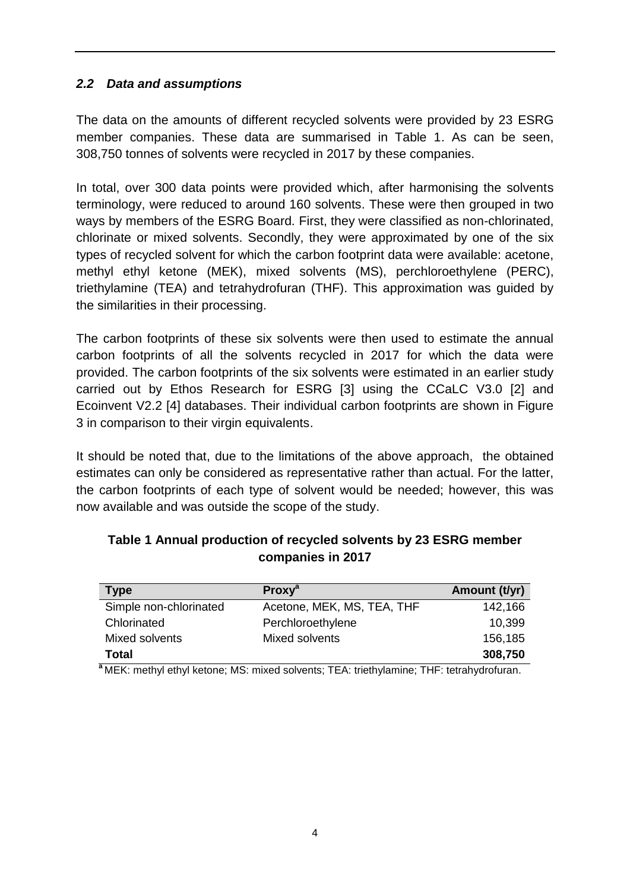### *2.2 Data and assumptions*

The data on the amounts of different recycled solvents were provided by 23 ESRG member companies. These data are summarised in Table 1. As can be seen, 308,750 tonnes of solvents were recycled in 2017 by these companies.

In total, over 300 data points were provided which, after harmonising the solvents terminology, were reduced to around 160 solvents. These were then grouped in two ways by members of the ESRG Board. First, they were classified as non-chlorinated, chlorinate or mixed solvents. Secondly, they were approximated by one of the six types of recycled solvent for which the carbon footprint data were available: acetone, methyl ethyl ketone (MEK), mixed solvents (MS), perchloroethylene (PERC), triethylamine (TEA) and tetrahydrofuran (THF). This approximation was guided by the similarities in their processing.

The carbon footprints of these six solvents were then used to estimate the annual carbon footprints of all the solvents recycled in 2017 for which the data were provided. The carbon footprints of the six solvents were estimated in an earlier study carried out by Ethos Research for ESRG [3] using the CCaLC V3.0 [2] and Ecoinvent V2.2 [4] databases. Their individual carbon footprints are shown in Figure 3 in comparison to their virgin equivalents.

It should be noted that, due to the limitations of the above approach, the obtained estimates can only be considered as representative rather than actual. For the latter, the carbon footprints of each type of solvent would be needed; however, this was now available and was outside the scope of the study.

**Table 1 Annual production of recycled solvents by 23 ESRG member companies in 2017**

| Type | Proxy[a] | Amount (t/yr) |
|---|---|---|
| Simple non-chlorinated | Acetone, MEK, MS, TEA, THF | 142,166 |
| Chlorinated | Perchloroethylene | 10,399 |
| Mixed solvents | Mixed solvents | 156,185 |
| **Total** | | **308,750** |

[a] MEK: methyl ethyl ketone; MS: mixed solvents; TEA: triethylamine; THF: tetrahydrofuran.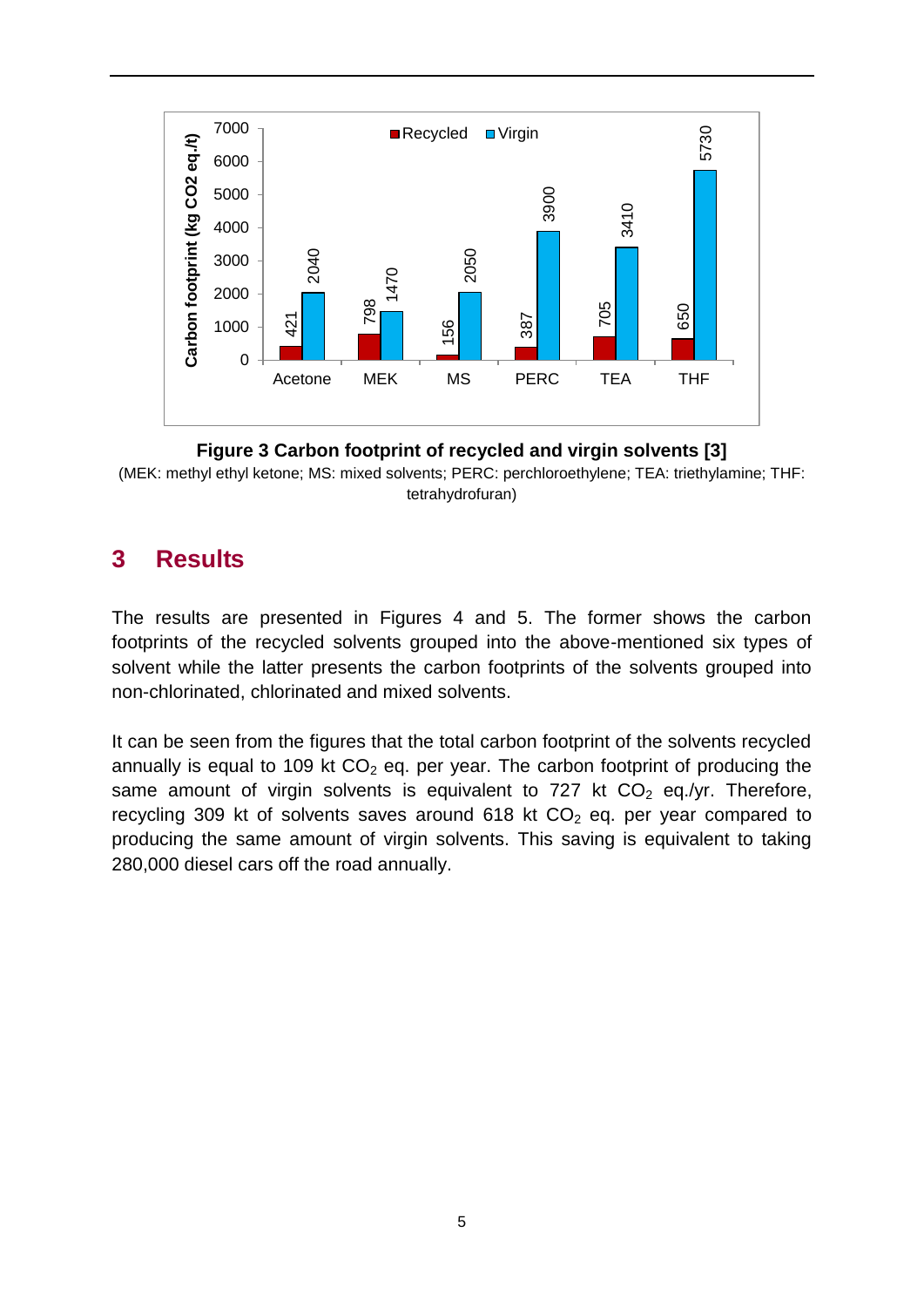**Figure 3 Carbon footprint of recycled and virgin solvents [3]**

(MEK: methyl ethyl ketone; MS: mixed solvents; PERC: perchloroethylene; TEA: triethylamine; THF: tetrahydrofuran)

## 3 Results

The results are presented in Figures 4 and 5. The former shows the carbon footprints of the recycled solvents grouped into the above-mentioned six types of solvent while the latter presents the carbon footprints of the solvents grouped into non-chlorinated, chlorinated and mixed solvents.

It can be seen from the figures that the total carbon footprint of the solvents recycled annually is equal to 109 kt $CO_2$ eq. per year. The carbon footprint of producing the same amount of virgin solvents is equivalent to 727 kt $CO_2$ eq./yr. Therefore, recycling 309 kt of solvents saves around 618 kt $CO_2$ eq. per year compared to producing the same amount of virgin solvents. This saving is equivalent to taking 280,000 diesel cars off the road annually.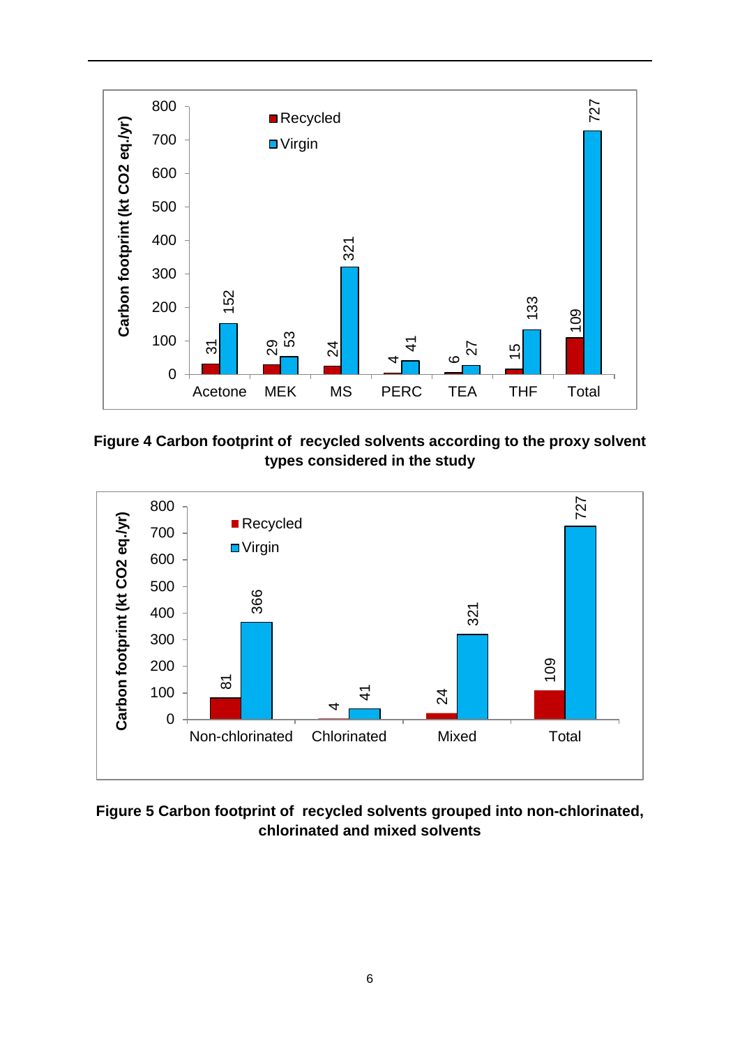**Figure 4 Carbon footprint of recycled solvents according to the proxy solvent types considered in the study**

**Figure 5 Carbon footprint of recycled solvents grouped into non-chlorinated, chlorinated and mixed solvents**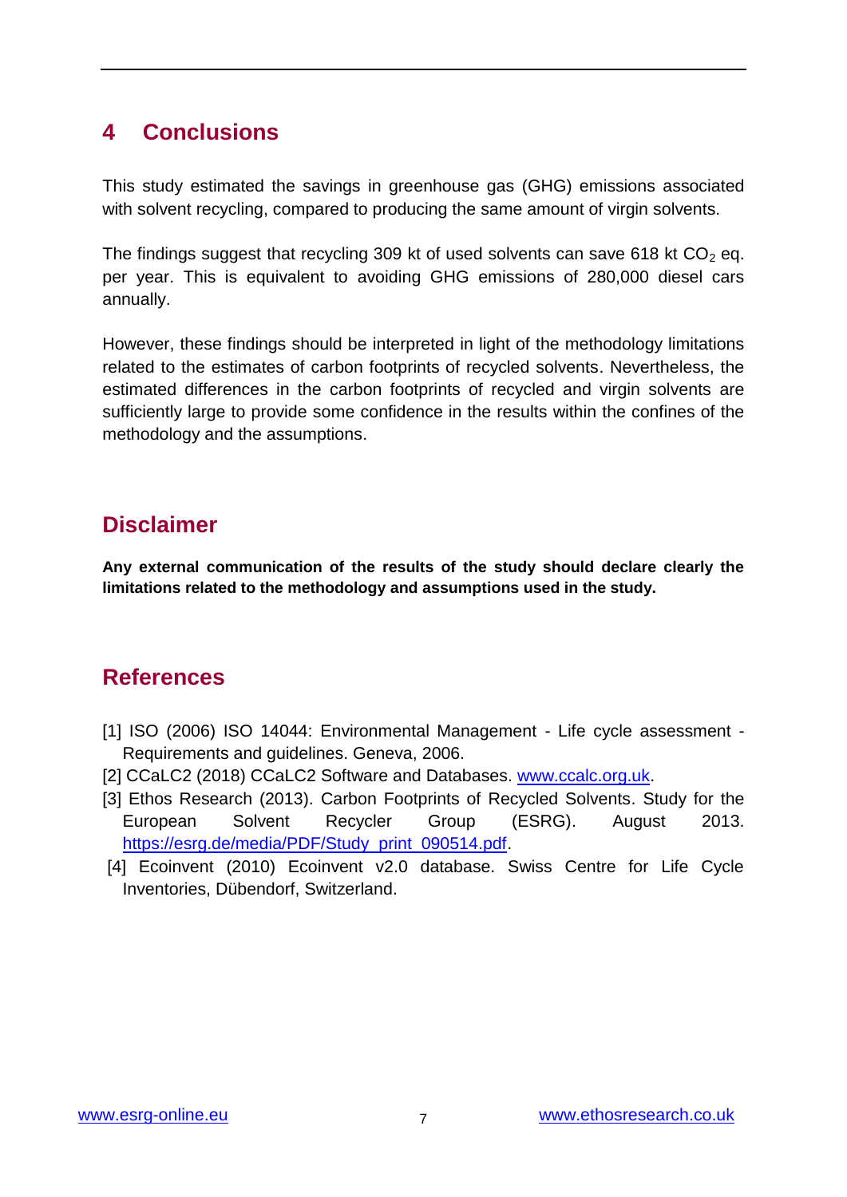# 4 Conclusions

This study estimated the savings in greenhouse gas (GHG) emissions associated with solvent recycling, compared to producing the same amount of virgin solvents.

The findings suggest that recycling 309 kt of used solvents can save 618 kt $CO_2$ eq. per year. This is equivalent to avoiding GHG emissions of 280,000 diesel cars annually.

However, these findings should be interpreted in light of the methodology limitations related to the estimates of carbon footprints of recycled solvents. Nevertheless, the estimated differences in the carbon footprints of recycled and virgin solvents are sufficiently large to provide some confidence in the results within the confines of the methodology and the assumptions.

## Disclaimer

**Any external communication of the results of the study should declare clearly the limitations related to the methodology and assumptions used in the study.**

## References

[1] ISO (2006) ISO 14044: Environmental Management - Life cycle assessment - Requirements and guidelines. Geneva, 2006.

[2] CCaLC2 (2018) CCaLC2 Software and Databases. www.ccalc.org.uk.

[3] Ethos Research (2013). Carbon Footprints of Recycled Solvents. Study for the European Solvent Recycler Group (ESRG). August 2013. https://esrg.de/media/PDF/Study_print_090514.pdf.

[4] Ecoinvent (2010) Ecoinvent v2.0 database. Swiss Centre for Life Cycle Inventories, Dübendorf, Switzerland.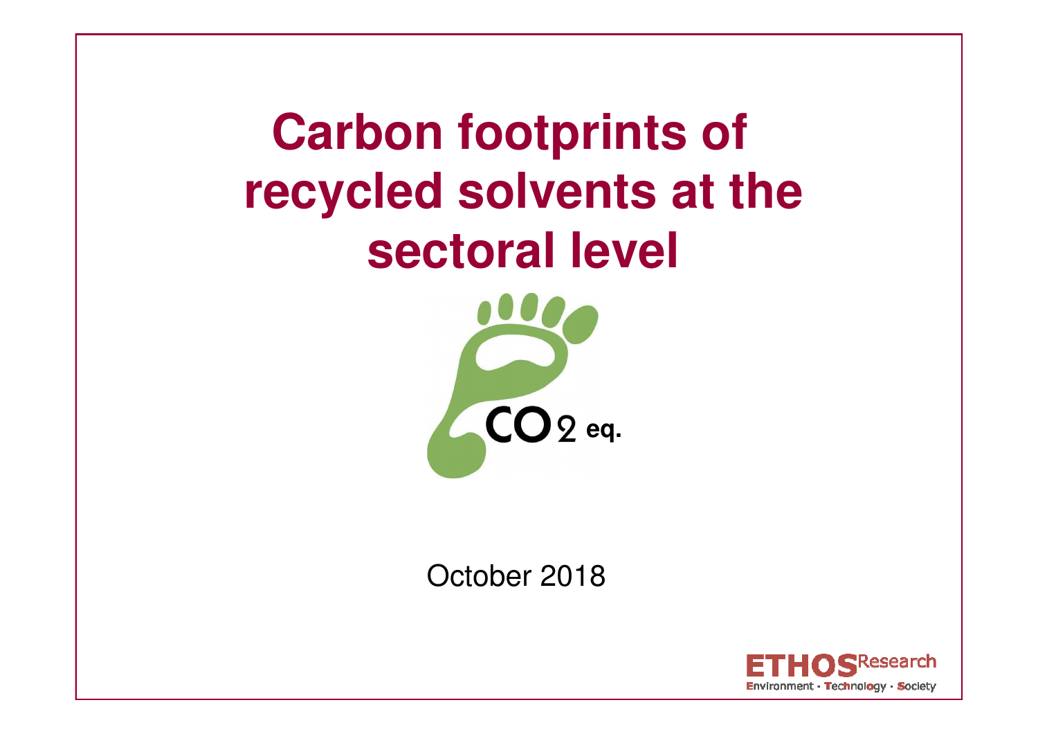# Carbon footprints of recycled solvents at the sectoral level

$CO_2$ eq.

October 2018

ETHOS Research
Environment · Technology · Society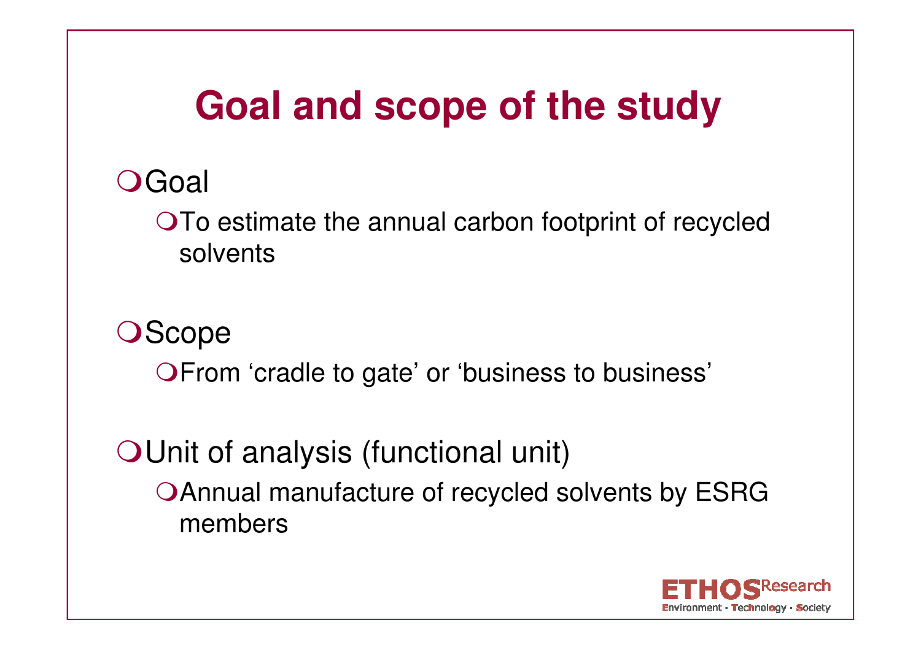# Goal and scope of the study

- Goal
  - To estimate the annual carbon footprint of recycled solvents
- Scope
  - From 'cradle to gate' or 'business to business'
- Unit of analysis (functional unit)
  - Annual manufacture of recycled solvents by ESRG members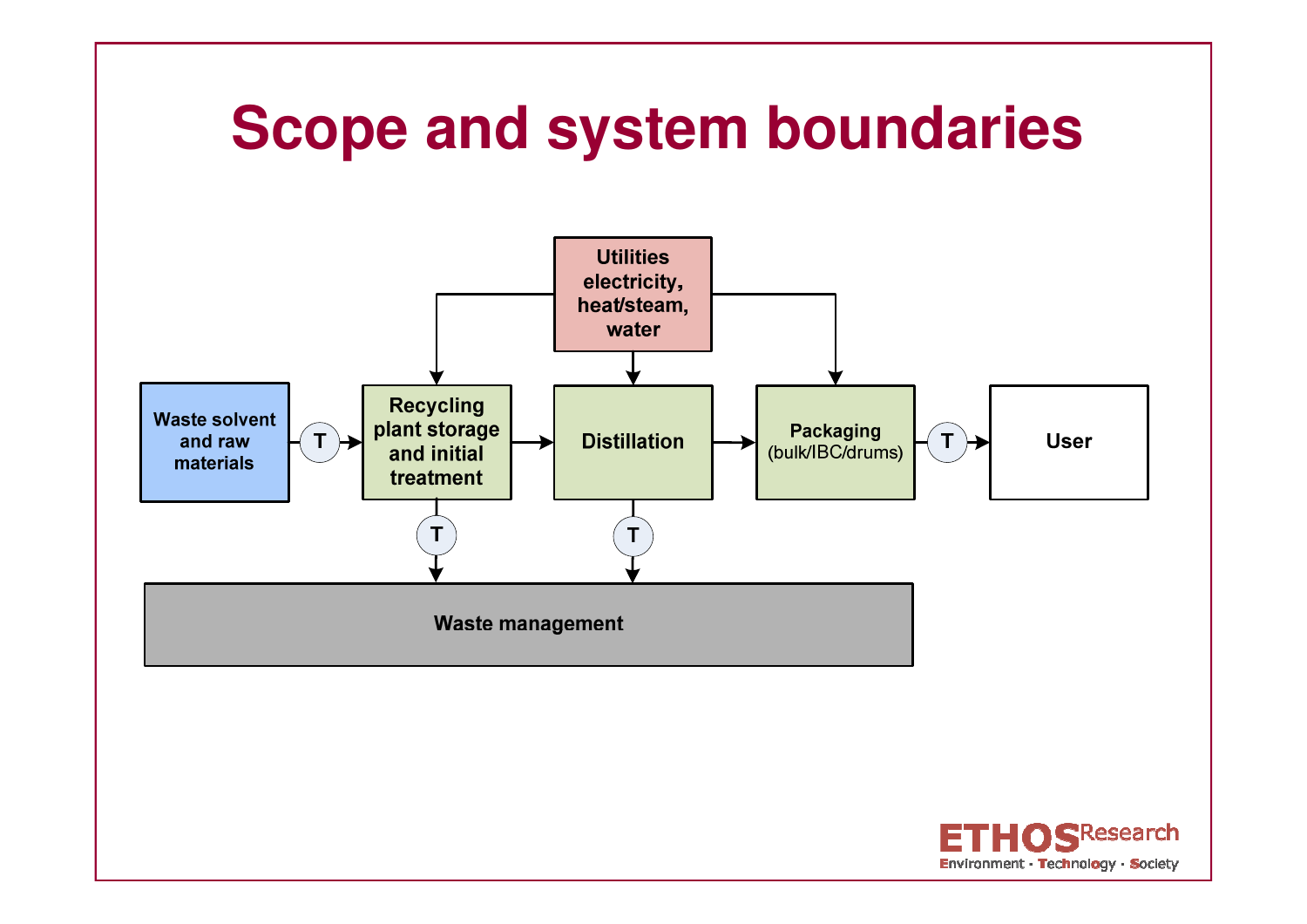# Scope and system boundaries

Utilities electricity, heat/steam, water

Waste solvent and raw materials → T → Recycling plant storage and initial treatment → Distillation → Packaging (bulk/IBC/drums) → T → User

Recycling plant storage and initial treatment → T → Waste management

Distillation → T → Waste management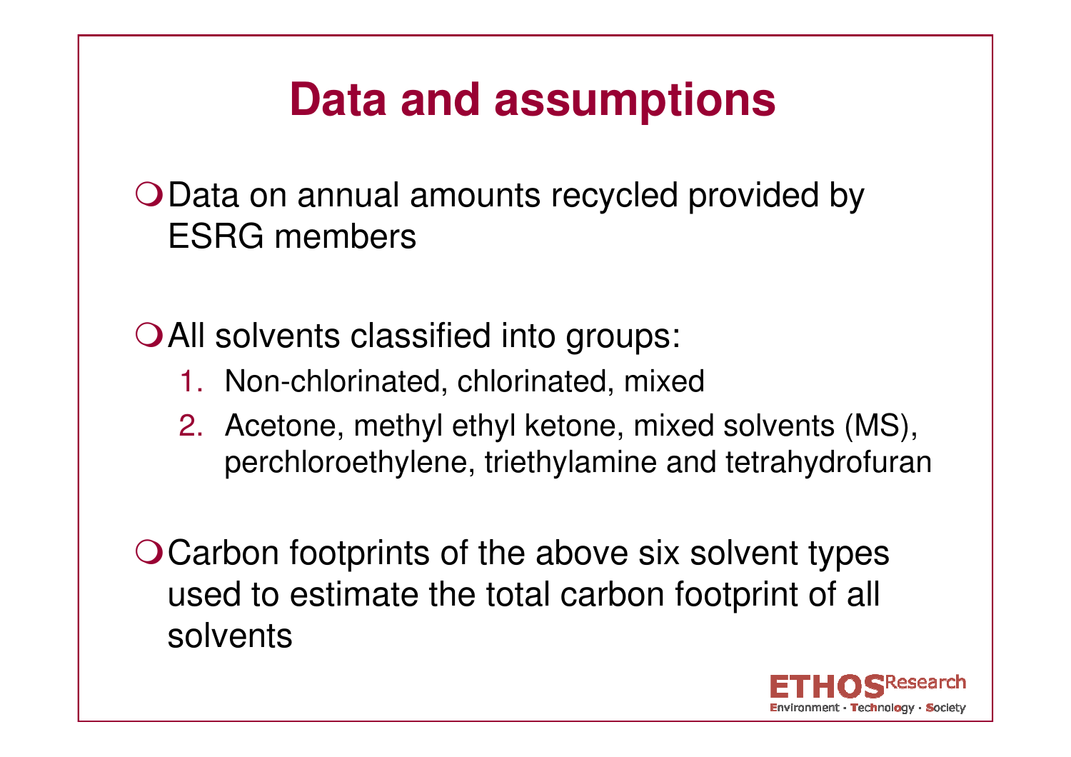# Data and assumptions

- Data on annual amounts recycled provided by ESRG members

- All solvents classified into groups:
  1. Non-chlorinated, chlorinated, mixed
  2. Acetone, methyl ethyl ketone, mixed solvents (MS), perchloroethylene, triethylamine and tetrahydrofuran

- Carbon footprints of the above six solvent types used to estimate the total carbon footprint of all solvents

ETHOS Research
Environment · Technology · Society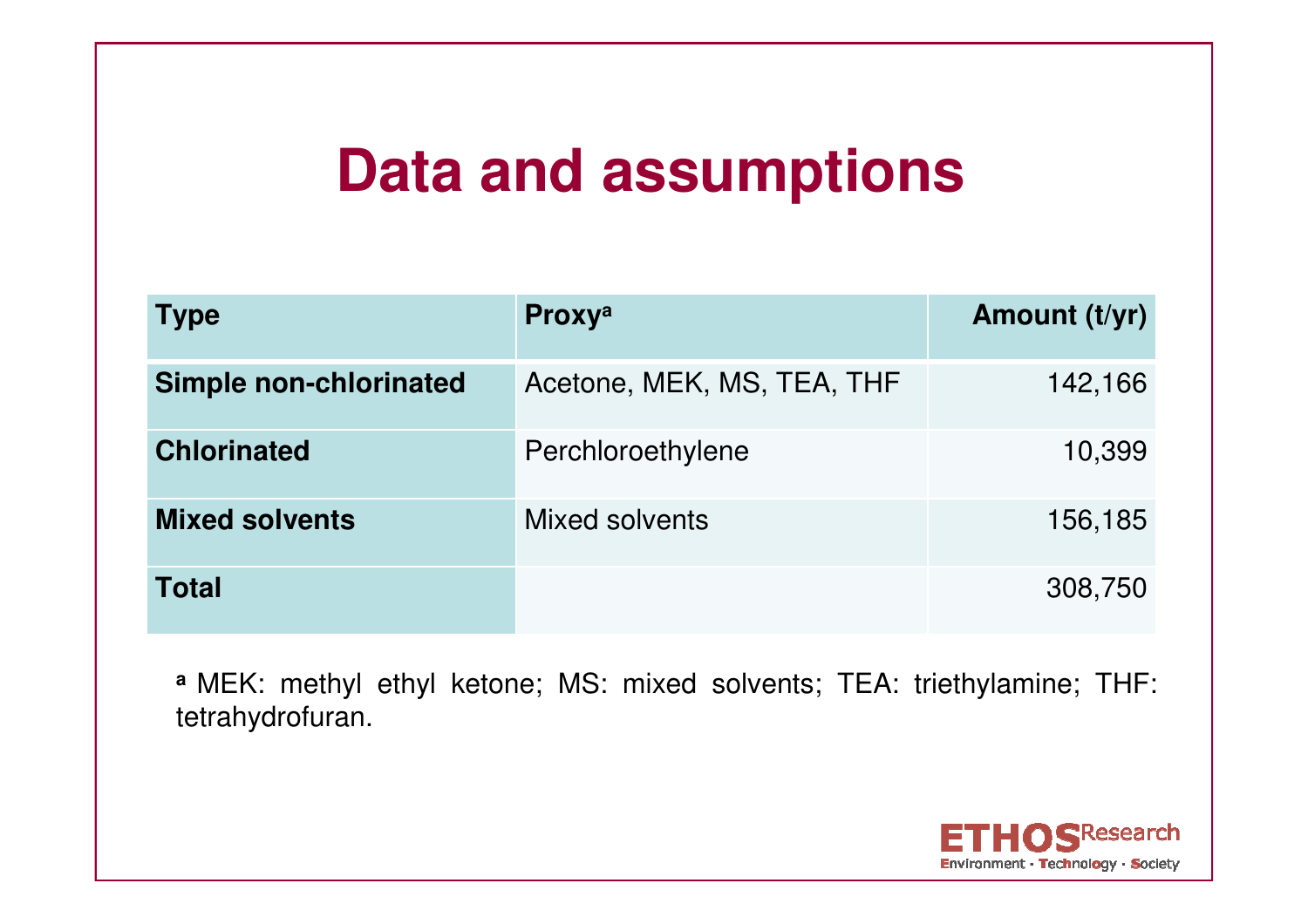# Data and assumptions

| Type | Proxy[a] | Amount (t/yr) |
|---|---|---:|
| **Simple non-chlorinated** | Acetone, MEK, MS, TEA, THF | 142,166 |
| **Chlorinated** | Perchloroethylene | 10,399 |
| **Mixed solvents** | Mixed solvents | 156,185 |
| **Total** | | 308,750 |

[a] MEK: methyl ethyl ketone; MS: mixed solvents; TEA: triethylamine; THF: tetrahydrofuran.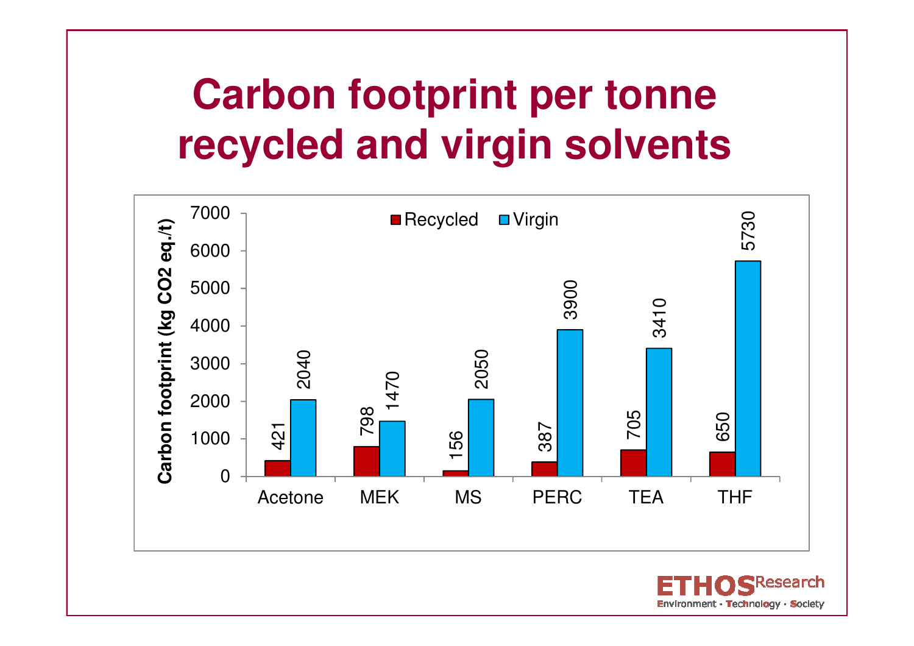# Carbon footprint per tonne recycled and virgin solvents

| Solvent | Recycled (kg $CO_2$ eq./t) | Virgin (kg $CO_2$ eq./t) |
|---|---|---|
| Acetone | 421 | 2040 |
| MEK | 798 | 1470 |
| MS | 156 | 2050 |
| PERC | 387 | 3900 |
| TEA | 705 | 3410 |
| THF | 650 | 5730 |

ETHOS Research
Environment · Technology · Society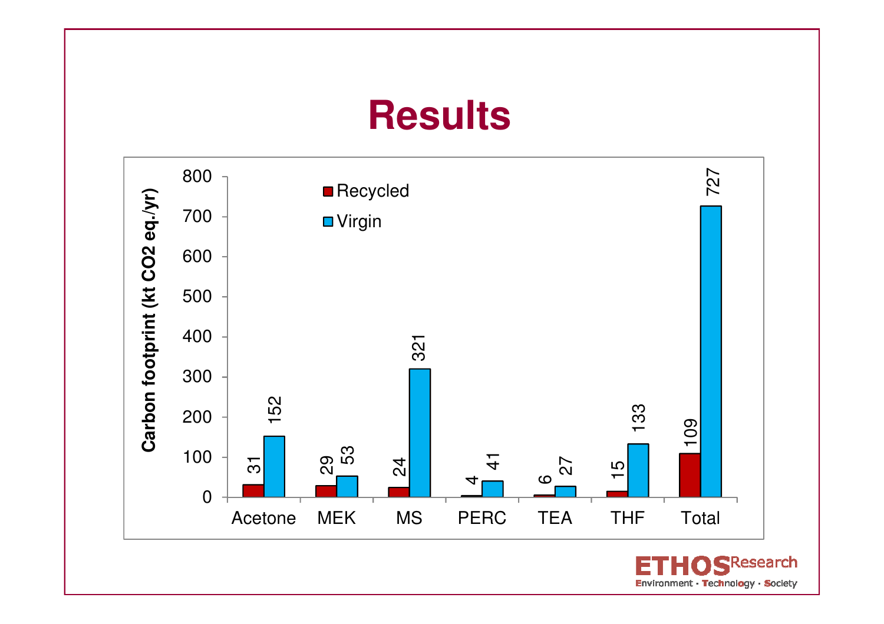# Results

| | Recycled | Virgin |
|---|---|---|
| Acetone | 31 | 152 |
| MEK | 29 | 53 |
| MS | 24 | 321 |
| PERC | 4 | 41 |
| TEA | 6 | 27 |
| THF | 15 | 133 |
| Total | 109 | 727 |

Carbon footprint (kt $CO_2$ eq./yr)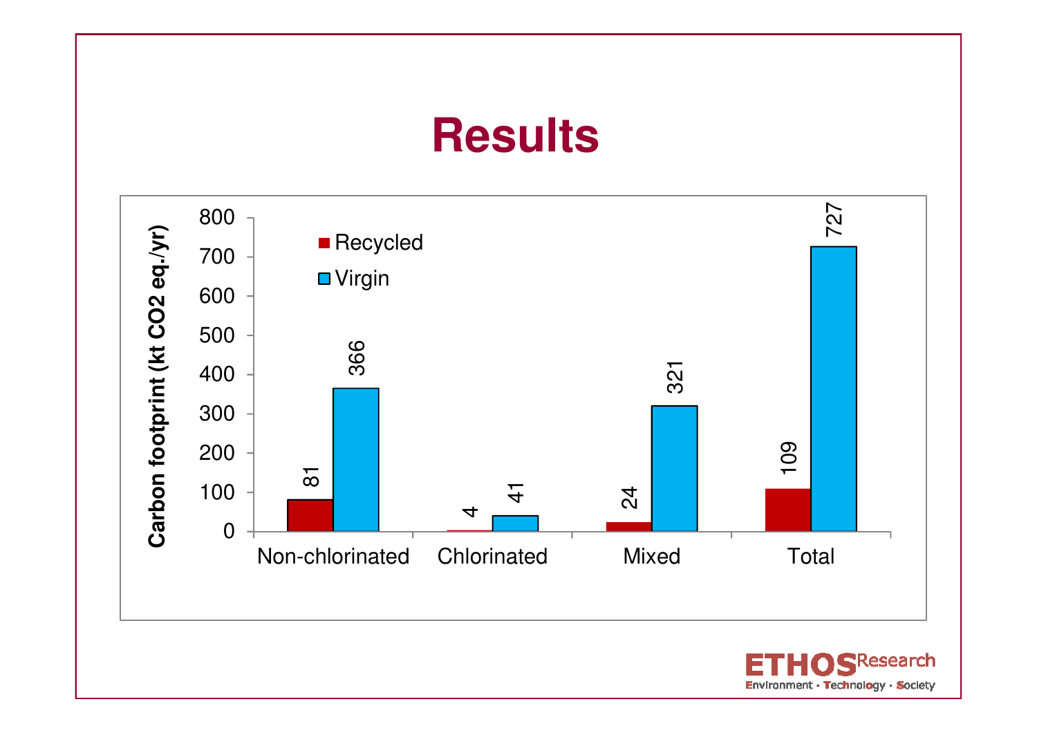# Results

| | Recycled | Virgin |
|---|---|---|
| Non-chlorinated | 81 | 366 |
| Chlorinated | 4 | 41 |
| Mixed | 24 | 321 |
| Total | 109 | 727 |

Carbon footprint (kt CO2 eq./yr)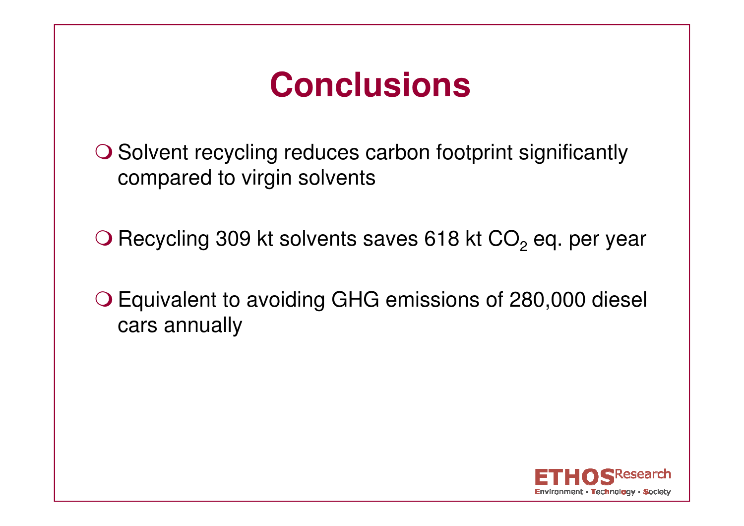# Conclusions

- Solvent recycling reduces carbon footprint significantly compared to virgin solvents
- Recycling 309 kt solvents saves 618 kt $CO_2$ eq. per year
- Equivalent to avoiding GHG emissions of 280,000 diesel cars annually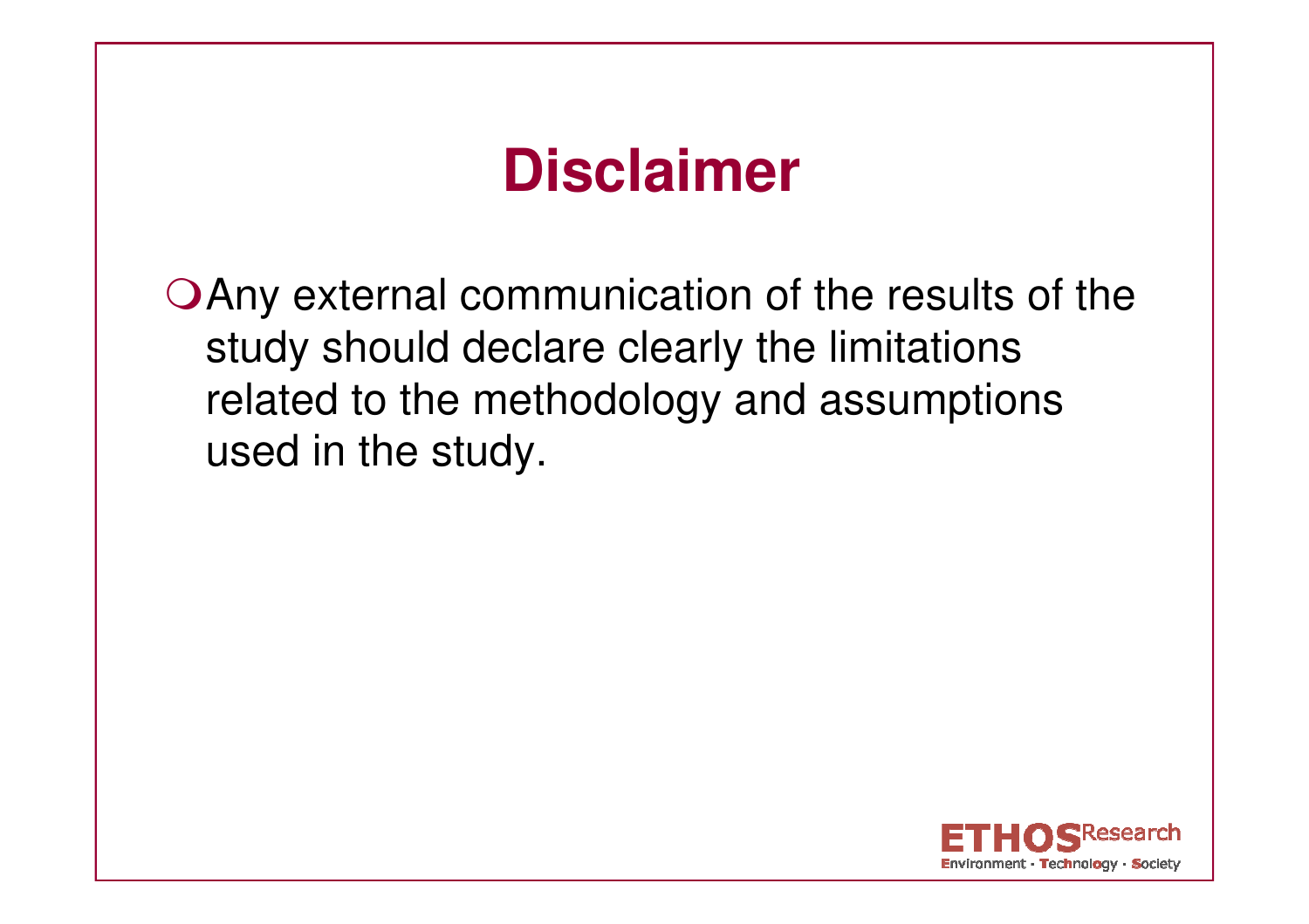# Disclaimer

- Any external communication of the results of the study should declare clearly the limitations related to the methodology and assumptions used in the study.

ETHOS Research
Environment · Technology · Society